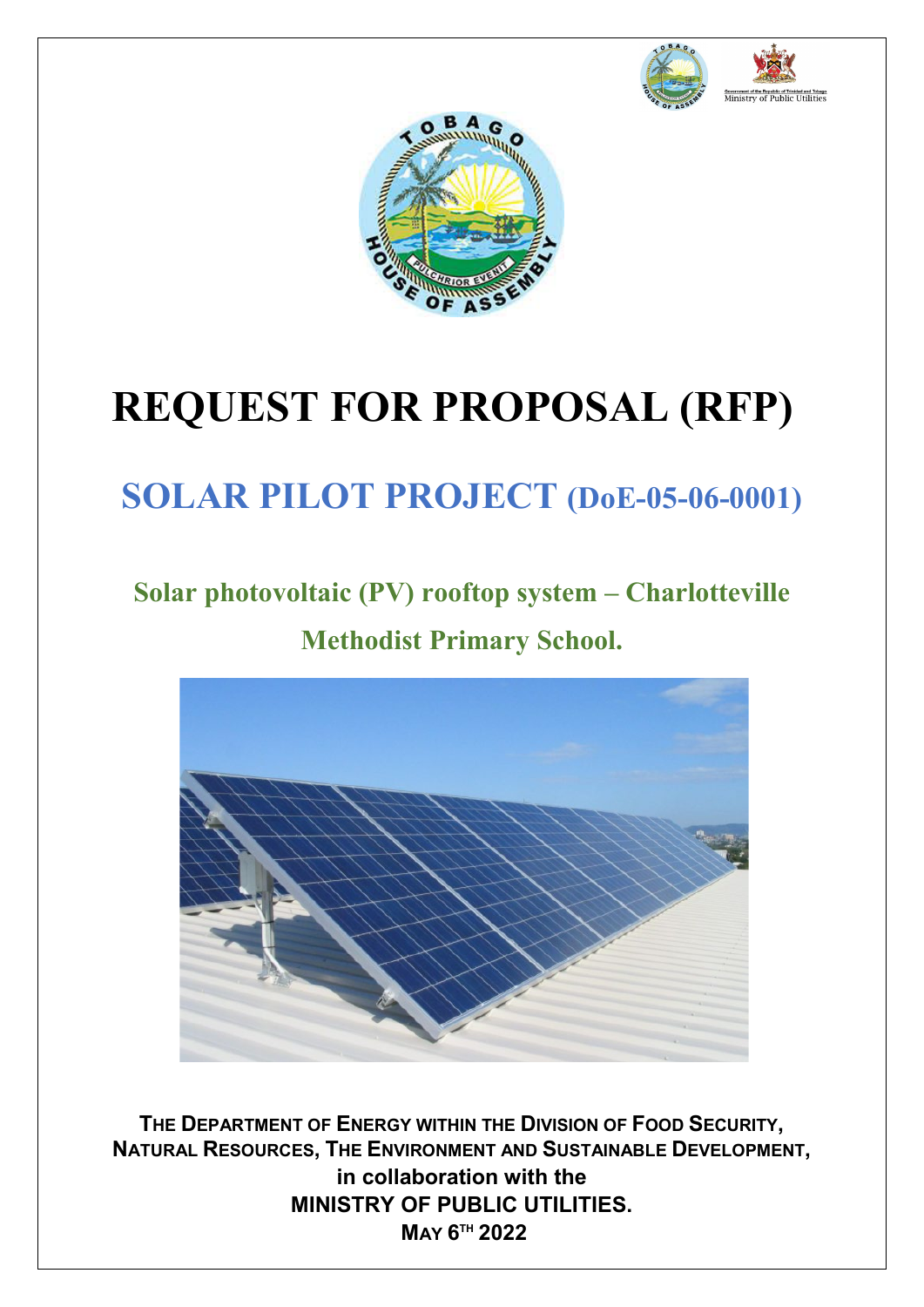# REQUEST FOR PROPOSAL (RFP)

## SOLAR PILOT PROJECT (DoE-05-06-0001)

### Solar photovoltaic (PV) rooftop system – Charlotteville Methodist Primary School.

**THE DEPARTMENT OF ENERGY WITHIN THE DIVISION OF FOOD SECURITY, NATURAL RESOURCES, THE ENVIRONMENT AND SUSTAINABLE DEVELOPMENT,**
**in collaboration with the**
**MINISTRY OF PUBLIC UTILITIES.**
**MAY 6TH 2022**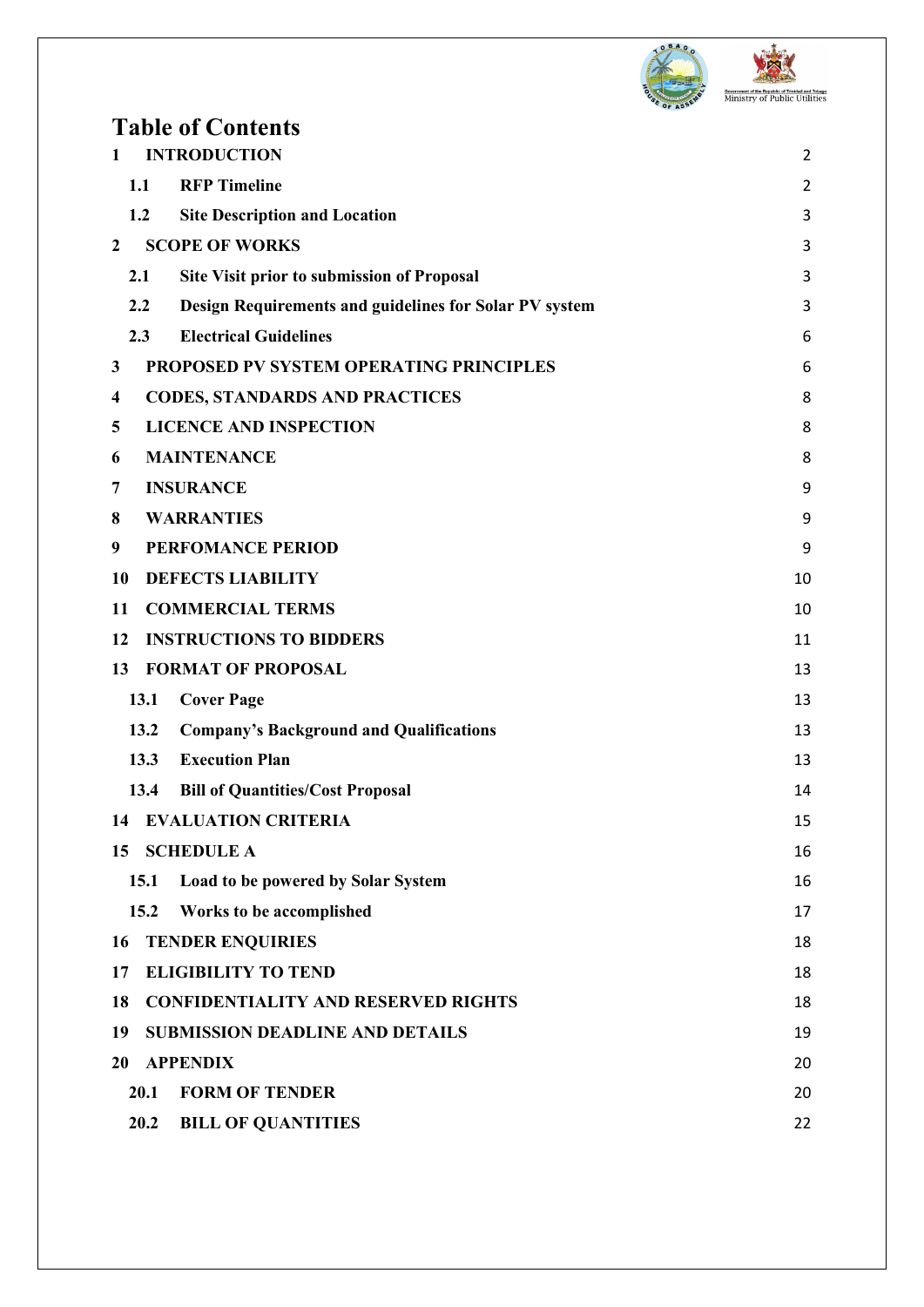# Table of Contents

| | | |
|---|---|---|
| **1** | **INTRODUCTION** | 2 |
| **1.1** | **RFP Timeline** | 2 |
| **1.2** | **Site Description and Location** | 3 |
| **2** | **SCOPE OF WORKS** | 3 |
| **2.1** | **Site Visit prior to submission of Proposal** | 3 |
| **2.2** | **Design Requirements and guidelines for Solar PV system** | 3 |
| **2.3** | **Electrical Guidelines** | 6 |
| **3** | **PROPOSED PV SYSTEM OPERATING PRINCIPLES** | 6 |
| **4** | **CODES, STANDARDS AND PRACTICES** | 8 |
| **5** | **LICENCE AND INSPECTION** | 8 |
| **6** | **MAINTENANCE** | 8 |
| **7** | **INSURANCE** | 9 |
| **8** | **WARRANTIES** | 9 |
| **9** | **PERFOMANCE PERIOD** | 9 |
| **10** | **DEFECTS LIABILITY** | 10 |
| **11** | **COMMERCIAL TERMS** | 10 |
| **12** | **INSTRUCTIONS TO BIDDERS** | 11 |
| **13** | **FORMAT OF PROPOSAL** | 13 |
| **13.1** | **Cover Page** | 13 |
| **13.2** | **Company's Background and Qualifications** | 13 |
| **13.3** | **Execution Plan** | 13 |
| **13.4** | **Bill of Quantities/Cost Proposal** | 14 |
| **14** | **EVALUATION CRITERIA** | 15 |
| **15** | **SCHEDULE A** | 16 |
| **15.1** | **Load to be powered by Solar System** | 16 |
| **15.2** | **Works to be accomplished** | 17 |
| **16** | **TENDER ENQUIRIES** | 18 |
| **17** | **ELIGIBILITY TO TEND** | 18 |
| **18** | **CONFIDENTIALITY AND RESERVED RIGHTS** | 18 |
| **19** | **SUBMISSION DEADLINE AND DETAILS** | 19 |
| **20** | **APPENDIX** | 20 |
| **20.1** | **FORM OF TENDER** | 20 |
| **20.2** | **BILL OF QUANTITIES** | 22 |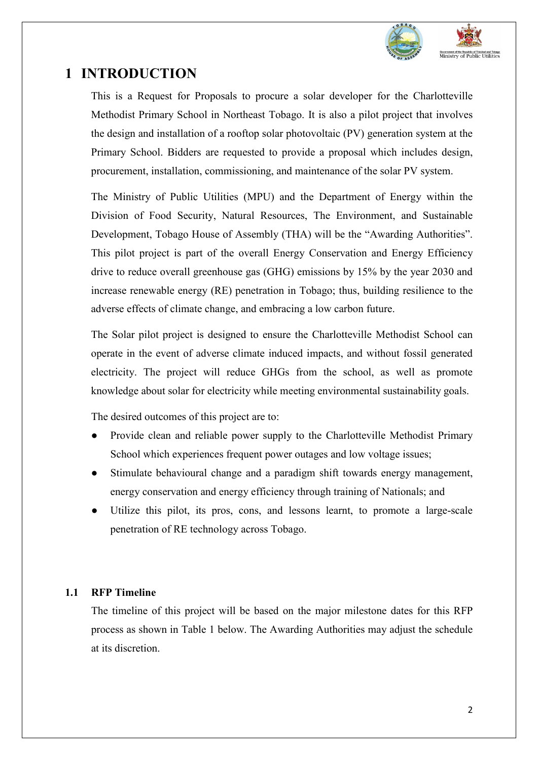# 1 INTRODUCTION

This is a Request for Proposals to procure a solar developer for the Charlotteville Methodist Primary School in Northeast Tobago. It is also a pilot project that involves the design and installation of a rooftop solar photovoltaic (PV) generation system at the Primary School. Bidders are requested to provide a proposal which includes design, procurement, installation, commissioning, and maintenance of the solar PV system.

The Ministry of Public Utilities (MPU) and the Department of Energy within the Division of Food Security, Natural Resources, The Environment, and Sustainable Development, Tobago House of Assembly (THA) will be the "Awarding Authorities". This pilot project is part of the overall Energy Conservation and Energy Efficiency drive to reduce overall greenhouse gas (GHG) emissions by 15% by the year 2030 and increase renewable energy (RE) penetration in Tobago; thus, building resilience to the adverse effects of climate change, and embracing a low carbon future.

The Solar pilot project is designed to ensure the Charlotteville Methodist School can operate in the event of adverse climate induced impacts, and without fossil generated electricity. The project will reduce GHGs from the school, as well as promote knowledge about solar for electricity while meeting environmental sustainability goals.

The desired outcomes of this project are to:

- Provide clean and reliable power supply to the Charlotteville Methodist Primary School which experiences frequent power outages and low voltage issues;
- Stimulate behavioural change and a paradigm shift towards energy management, energy conservation and energy efficiency through training of Nationals; and
- Utilize this pilot, its pros, cons, and lessons learnt, to promote a large-scale penetration of RE technology across Tobago.

### 1.1 RFP Timeline

The timeline of this project will be based on the major milestone dates for this RFP process as shown in Table 1 below. The Awarding Authorities may adjust the schedule at its discretion.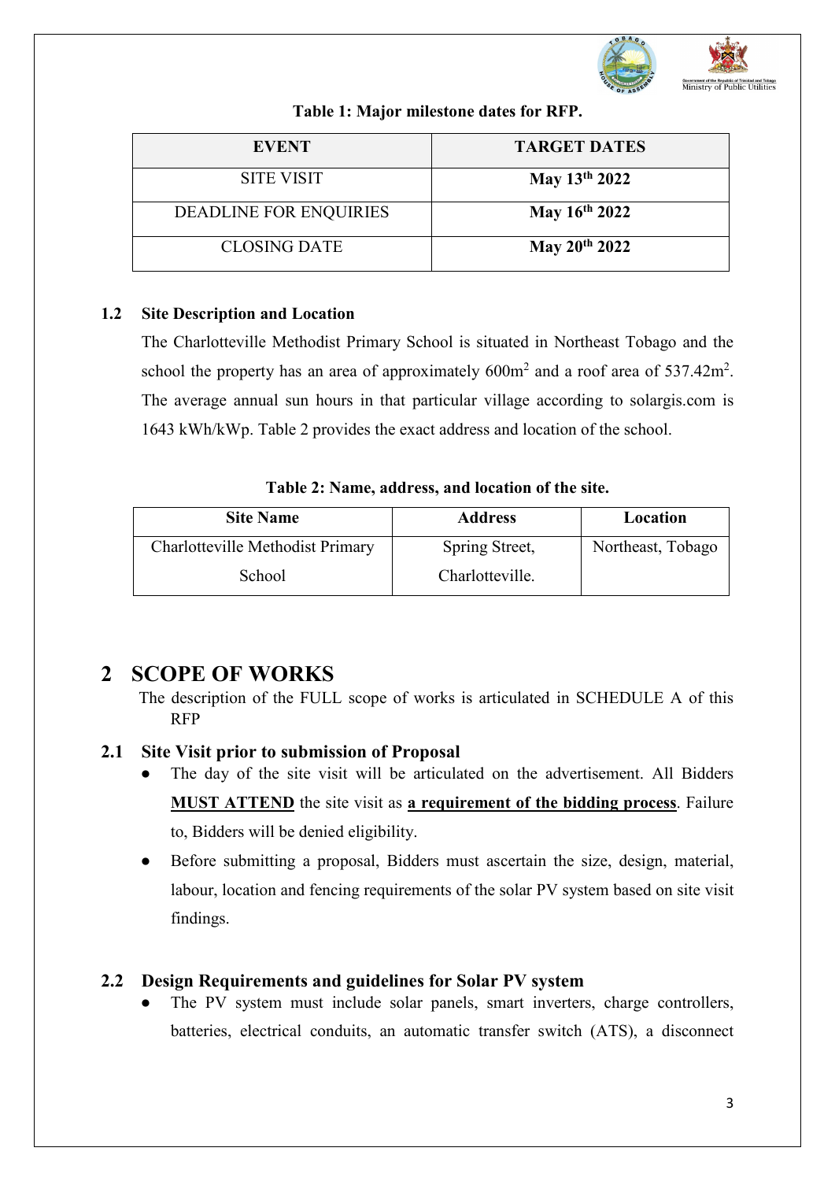**Table 1: Major milestone dates for RFP.**

| EVENT | TARGET DATES |
|---|---|
| SITE VISIT | **May 13th 2022** |
| DEADLINE FOR ENQUIRIES | **May 16th 2022** |
| CLOSING DATE | **May 20th 2022** |

### 1.2 Site Description and Location

The Charlotteville Methodist Primary School is situated in Northeast Tobago and the school the property has an area of approximately 600m$^2$ and a roof area of 537.42m$^2$. The average annual sun hours in that particular village according to solargis.com is 1643 kWh/kWp. Table 2 provides the exact address and location of the school.

**Table 2: Name, address, and location of the site.**

| Site Name | Address | Location |
|---|---|---|
| Charlotteville Methodist Primary School | Spring Street, Charlotteville. | Northeast, Tobago |

# 2 SCOPE OF WORKS

The description of the FULL scope of works is articulated in SCHEDULE A of this RFP

### 2.1 Site Visit prior to submission of Proposal

- The day of the site visit will be articulated on the advertisement. All Bidders **MUST ATTEND** the site visit as **a requirement of the bidding process**. Failure to, Bidders will be denied eligibility.
- Before submitting a proposal, Bidders must ascertain the size, design, material, labour, location and fencing requirements of the solar PV system based on site visit findings.

### 2.2 Design Requirements and guidelines for Solar PV system

- The PV system must include solar panels, smart inverters, charge controllers, batteries, electrical conduits, an automatic transfer switch (ATS), a disconnect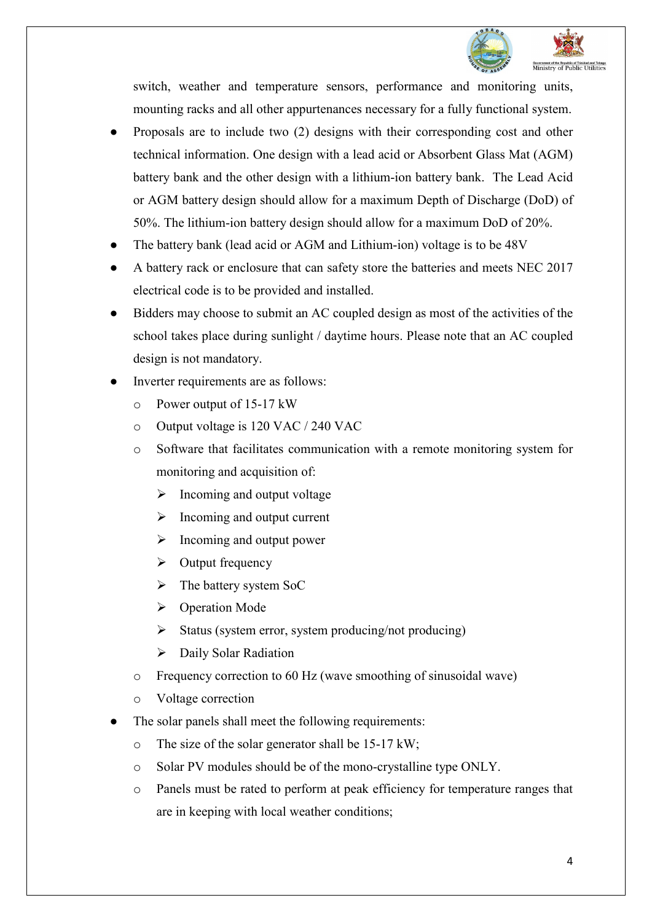switch, weather and temperature sensors, performance and monitoring units, mounting racks and all other appurtenances necessary for a fully functional system.

- Proposals are to include two (2) designs with their corresponding cost and other technical information. One design with a lead acid or Absorbent Glass Mat (AGM) battery bank and the other design with a lithium-ion battery bank. The Lead Acid or AGM battery design should allow for a maximum Depth of Discharge (DoD) of 50%. The lithium-ion battery design should allow for a maximum DoD of 20%.
- The battery bank (lead acid or AGM and Lithium-ion) voltage is to be 48V
- A battery rack or enclosure that can safety store the batteries and meets NEC 2017 electrical code is to be provided and installed.
- Bidders may choose to submit an AC coupled design as most of the activities of the school takes place during sunlight / daytime hours. Please note that an AC coupled design is not mandatory.
- Inverter requirements are as follows:
  - Power output of 15-17 kW
  - Output voltage is 120 VAC / 240 VAC
  - Software that facilitates communication with a remote monitoring system for monitoring and acquisition of:
    - Incoming and output voltage
    - Incoming and output current
    - Incoming and output power
    - Output frequency
    - The battery system SoC
    - Operation Mode
    - Status (system error, system producing/not producing)
    - Daily Solar Radiation
  - Frequency correction to 60 Hz (wave smoothing of sinusoidal wave)
  - Voltage correction
- The solar panels shall meet the following requirements:
  - The size of the solar generator shall be 15-17 kW;
  - Solar PV modules should be of the mono-crystalline type ONLY.
  - Panels must be rated to perform at peak efficiency for temperature ranges that are in keeping with local weather conditions;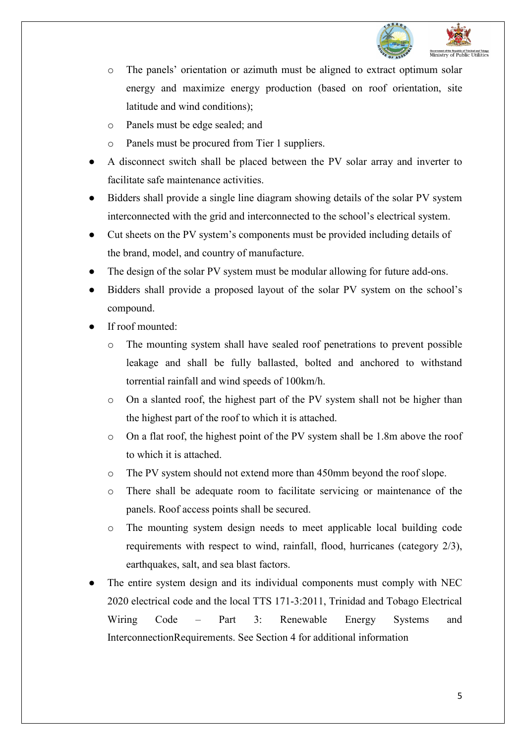- The panels' orientation or azimuth must be aligned to extract optimum solar energy and maximize energy production (based on roof orientation, site latitude and wind conditions);
  - Panels must be edge sealed; and
  - Panels must be procured from Tier 1 suppliers.
- A disconnect switch shall be placed between the PV solar array and inverter to facilitate safe maintenance activities.
- Bidders shall provide a single line diagram showing details of the solar PV system interconnected with the grid and interconnected to the school's electrical system.
- Cut sheets on the PV system's components must be provided including details of the brand, model, and country of manufacture.
- The design of the solar PV system must be modular allowing for future add-ons.
- Bidders shall provide a proposed layout of the solar PV system on the school's compound.
- If roof mounted:
  - The mounting system shall have sealed roof penetrations to prevent possible leakage and shall be fully ballasted, bolted and anchored to withstand torrential rainfall and wind speeds of 100km/h.
  - On a slanted roof, the highest part of the PV system shall not be higher than the highest part of the roof to which it is attached.
  - On a flat roof, the highest point of the PV system shall be 1.8m above the roof to which it is attached.
  - The PV system should not extend more than 450mm beyond the roof slope.
  - There shall be adequate room to facilitate servicing or maintenance of the panels. Roof access points shall be secured.
  - The mounting system design needs to meet applicable local building code requirements with respect to wind, rainfall, flood, hurricanes (category 2/3), earthquakes, salt, and sea blast factors.
- The entire system design and its individual components must comply with NEC 2020 electrical code and the local TTS 171-3:2011, Trinidad and Tobago Electrical Wiring Code – Part 3: Renewable Energy Systems and InterconnectionRequirements. See Section 4 for additional information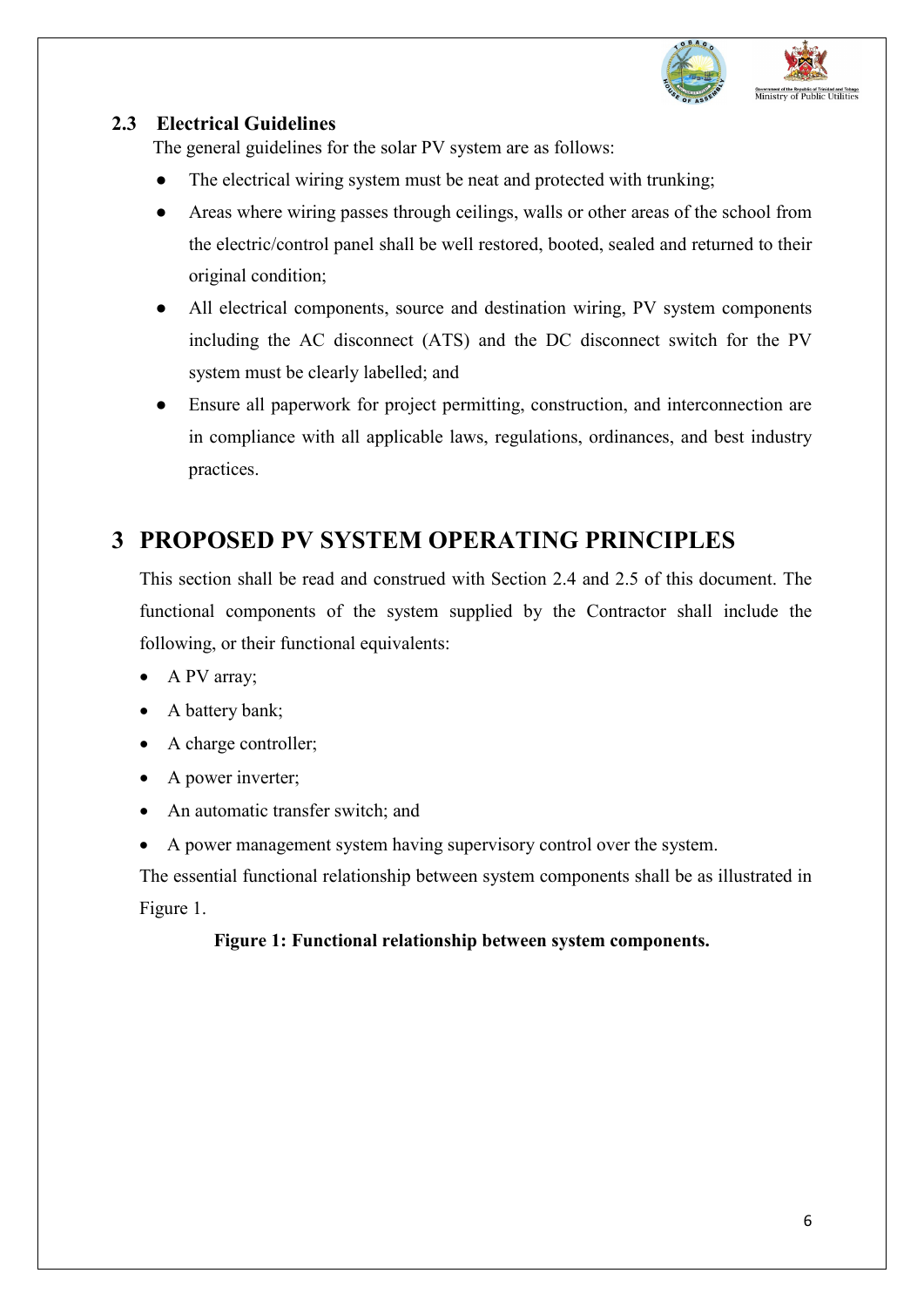### 2.3 Electrical Guidelines

The general guidelines for the solar PV system are as follows:

- The electrical wiring system must be neat and protected with trunking;
- Areas where wiring passes through ceilings, walls or other areas of the school from the electric/control panel shall be well restored, booted, sealed and returned to their original condition;
- All electrical components, source and destination wiring, PV system components including the AC disconnect (ATS) and the DC disconnect switch for the PV system must be clearly labelled; and
- Ensure all paperwork for project permitting, construction, and interconnection are in compliance with all applicable laws, regulations, ordinances, and best industry practices.

# 3 PROPOSED PV SYSTEM OPERATING PRINCIPLES

This section shall be read and construed with Section 2.4 and 2.5 of this document. The functional components of the system supplied by the Contractor shall include the following, or their functional equivalents:

- A PV array;
- A battery bank;
- A charge controller;
- A power inverter;
- An automatic transfer switch; and
- A power management system having supervisory control over the system.

The essential functional relationship between system components shall be as illustrated in Figure 1.

**Figure 1: Functional relationship between system components.**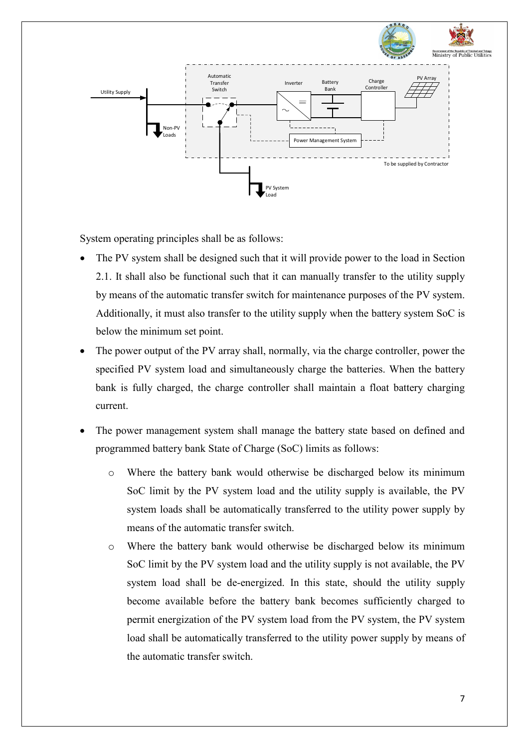System operating principles shall be as follows:

- The PV system shall be designed such that it will provide power to the load in Section 2.1. It shall also be functional such that it can manually transfer to the utility supply by means of the automatic transfer switch for maintenance purposes of the PV system. Additionally, it must also transfer to the utility supply when the battery system SoC is below the minimum set point.
- The power output of the PV array shall, normally, via the charge controller, power the specified PV system load and simultaneously charge the batteries. When the battery bank is fully charged, the charge controller shall maintain a float battery charging current.
- The power management system shall manage the battery state based on defined and programmed battery bank State of Charge (SoC) limits as follows:
  - Where the battery bank would otherwise be discharged below its minimum SoC limit by the PV system load and the utility supply is available, the PV system loads shall be automatically transferred to the utility power supply by means of the automatic transfer switch.
  - Where the battery bank would otherwise be discharged below its minimum SoC limit by the PV system load and the utility supply is not available, the PV system load shall be de-energized. In this state, should the utility supply become available before the battery bank becomes sufficiently charged to permit energization of the PV system load from the PV system, the PV system load shall be automatically transferred to the utility power supply by means of the automatic transfer switch.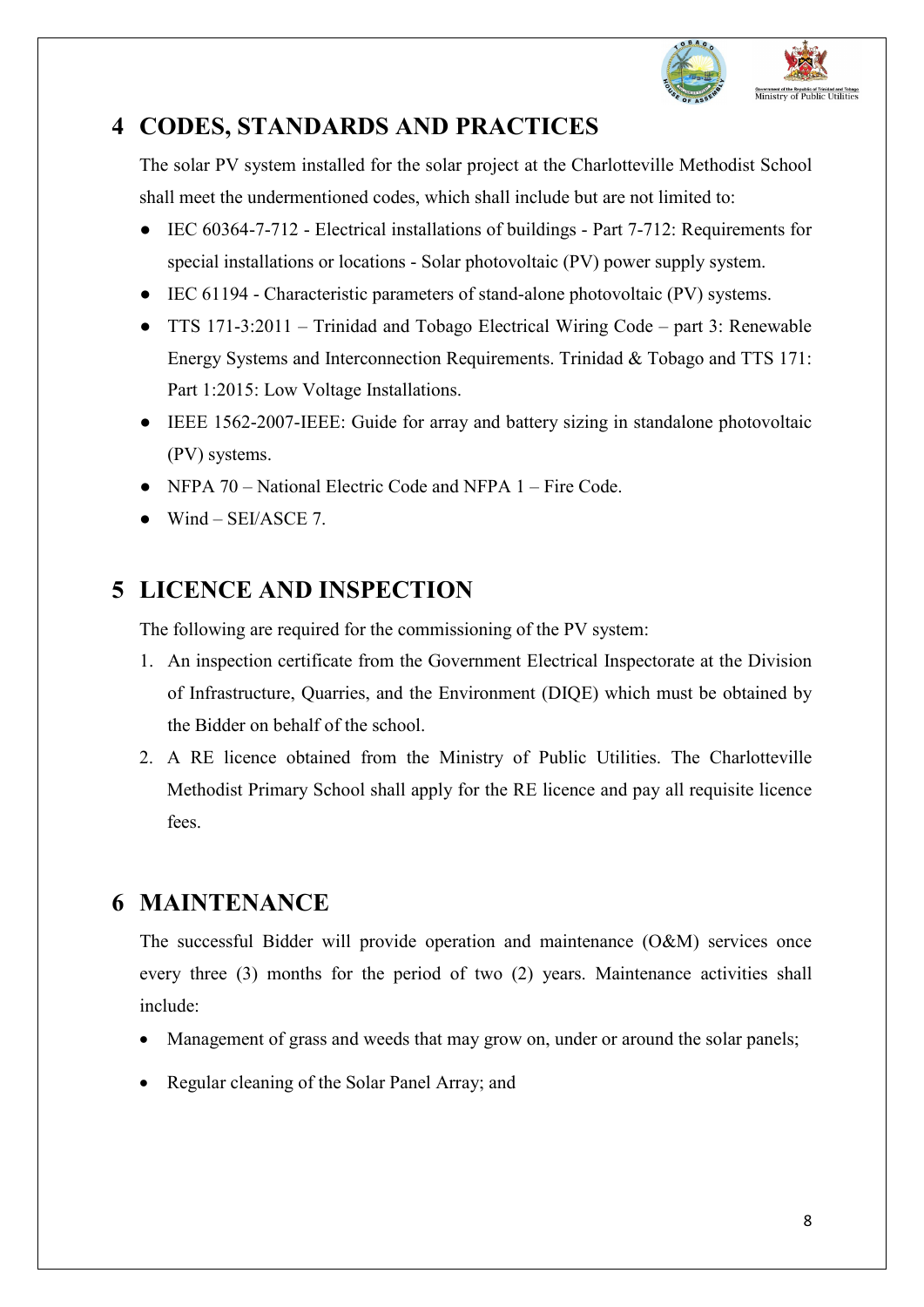# 4 CODES, STANDARDS AND PRACTICES

The solar PV system installed for the solar project at the Charlotteville Methodist School shall meet the undermentioned codes, which shall include but are not limited to:

- IEC 60364-7-712 - Electrical installations of buildings - Part 7-712: Requirements for special installations or locations - Solar photovoltaic (PV) power supply system.
- IEC 61194 - Characteristic parameters of stand-alone photovoltaic (PV) systems.
- TTS 171-3:2011 – Trinidad and Tobago Electrical Wiring Code – part 3: Renewable Energy Systems and Interconnection Requirements. Trinidad & Tobago and TTS 171: Part 1:2015: Low Voltage Installations.
- IEEE 1562-2007-IEEE: Guide for array and battery sizing in standalone photovoltaic (PV) systems.
- NFPA 70 – National Electric Code and NFPA 1 – Fire Code.
- Wind – SEI/ASCE 7.

# 5 LICENCE AND INSPECTION

The following are required for the commissioning of the PV system:

1. An inspection certificate from the Government Electrical Inspectorate at the Division of Infrastructure, Quarries, and the Environment (DIQE) which must be obtained by the Bidder on behalf of the school.
2. A RE licence obtained from the Ministry of Public Utilities. The Charlotteville Methodist Primary School shall apply for the RE licence and pay all requisite licence fees.

# 6 MAINTENANCE

The successful Bidder will provide operation and maintenance (O&M) services once every three (3) months for the period of two (2) years. Maintenance activities shall include:

- Management of grass and weeds that may grow on, under or around the solar panels;
- Regular cleaning of the Solar Panel Array; and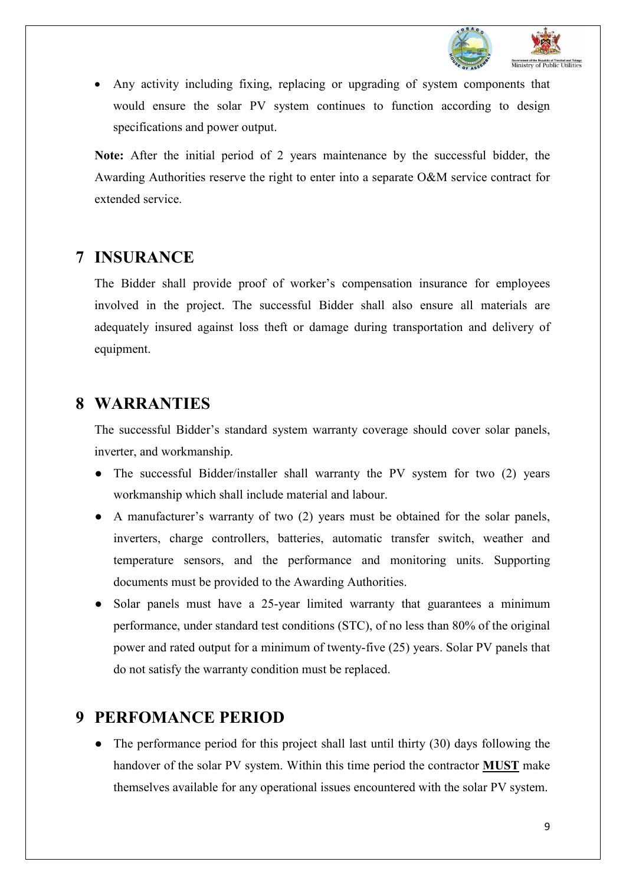- Any activity including fixing, replacing or upgrading of system components that would ensure the solar PV system continues to function according to design specifications and power output.

**Note:** After the initial period of 2 years maintenance by the successful bidder, the Awarding Authorities reserve the right to enter into a separate O&M service contract for extended service.

# 7 INSURANCE

The Bidder shall provide proof of worker's compensation insurance for employees involved in the project. The successful Bidder shall also ensure all materials are adequately insured against loss theft or damage during transportation and delivery of equipment.

# 8 WARRANTIES

The successful Bidder's standard system warranty coverage should cover solar panels, inverter, and workmanship.

- The successful Bidder/installer shall warranty the PV system for two (2) years workmanship which shall include material and labour.
- A manufacturer's warranty of two (2) years must be obtained for the solar panels, inverters, charge controllers, batteries, automatic transfer switch, weather and temperature sensors, and the performance and monitoring units. Supporting documents must be provided to the Awarding Authorities.
- Solar panels must have a 25-year limited warranty that guarantees a minimum performance, under standard test conditions (STC), of no less than 80% of the original power and rated output for a minimum of twenty-five (25) years. Solar PV panels that do not satisfy the warranty condition must be replaced.

# 9 PERFOMANCE PERIOD

- The performance period for this project shall last until thirty (30) days following the handover of the solar PV system. Within this time period the contractor **MUST** make themselves available for any operational issues encountered with the solar PV system.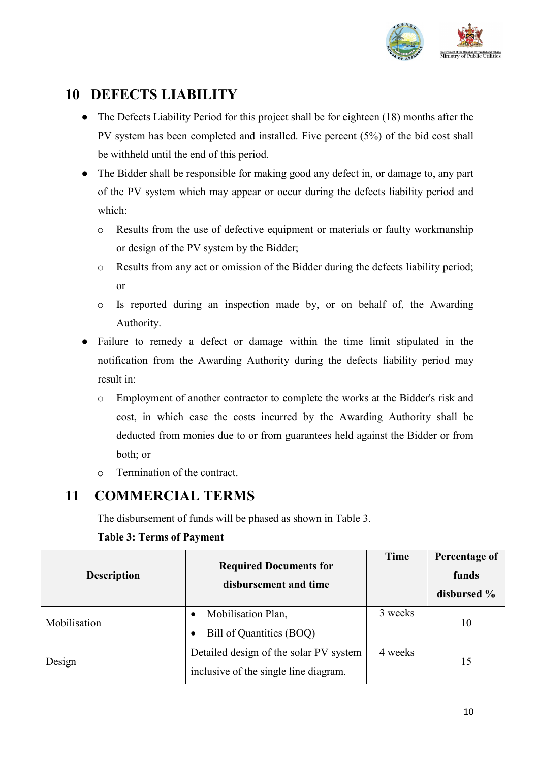## 10 DEFECTS LIABILITY

- The Defects Liability Period for this project shall be for eighteen (18) months after the PV system has been completed and installed. Five percent (5%) of the bid cost shall be withheld until the end of this period.
- The Bidder shall be responsible for making good any defect in, or damage to, any part of the PV system which may appear or occur during the defects liability period and which:
  - Results from the use of defective equipment or materials or faulty workmanship or design of the PV system by the Bidder;
  - Results from any act or omission of the Bidder during the defects liability period; or
  - Is reported during an inspection made by, or on behalf of, the Awarding Authority.
- Failure to remedy a defect or damage within the time limit stipulated in the notification from the Awarding Authority during the defects liability period may result in:
  - Employment of another contractor to complete the works at the Bidder's risk and cost, in which case the costs incurred by the Awarding Authority shall be deducted from monies due to or from guarantees held against the Bidder or from both; or
  - Termination of the contract.

## 11 COMMERCIAL TERMS

The disbursement of funds will be phased as shown in Table 3.

**Table 3: Terms of Payment**

| Description | Required Documents for disbursement and time | Time | Percentage of funds disbursed % |
|---|---|---|---|
| Mobilisation | • Mobilisation Plan,<br>• Bill of Quantities (BOQ) | 3 weeks | 10 |
| Design | Detailed design of the solar PV system inclusive of the single line diagram. | 4 weeks | 15 |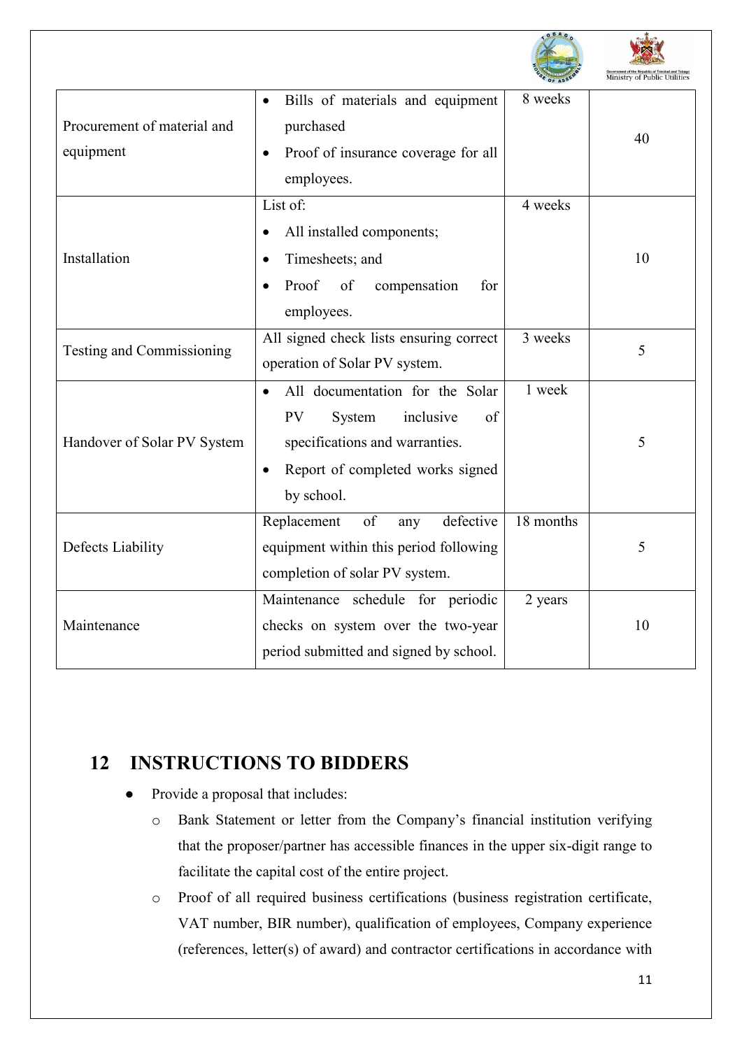| Procurement of material and equipment | • Bills of materials and equipment purchased<br>• Proof of insurance coverage for all employees. | 8 weeks | 40 |
|---|---|---|---|
| Installation | List of:<br>• All installed components;<br>• Timesheets; and<br>• Proof of compensation for employees. | 4 weeks | 10 |
| Testing and Commissioning | All signed check lists ensuring correct operation of Solar PV system. | 3 weeks | 5 |
| Handover of Solar PV System | • All documentation for the Solar PV System inclusive of specifications and warranties.<br>• Report of completed works signed by school. | 1 week | 5 |
| Defects Liability | Replacement of any defective equipment within this period following completion of solar PV system. | 18 months | 5 |
| Maintenance | Maintenance schedule for periodic checks on system over the two-year period submitted and signed by school. | 2 years | 10 |

## 12 INSTRUCTIONS TO BIDDERS

- Provide a proposal that includes:
  - Bank Statement or letter from the Company's financial institution verifying that the proposer/partner has accessible finances in the upper six-digit range to facilitate the capital cost of the entire project.
  - Proof of all required business certifications (business registration certificate, VAT number, BIR number), qualification of employees, Company experience (references, letter(s) of award) and contractor certifications in accordance with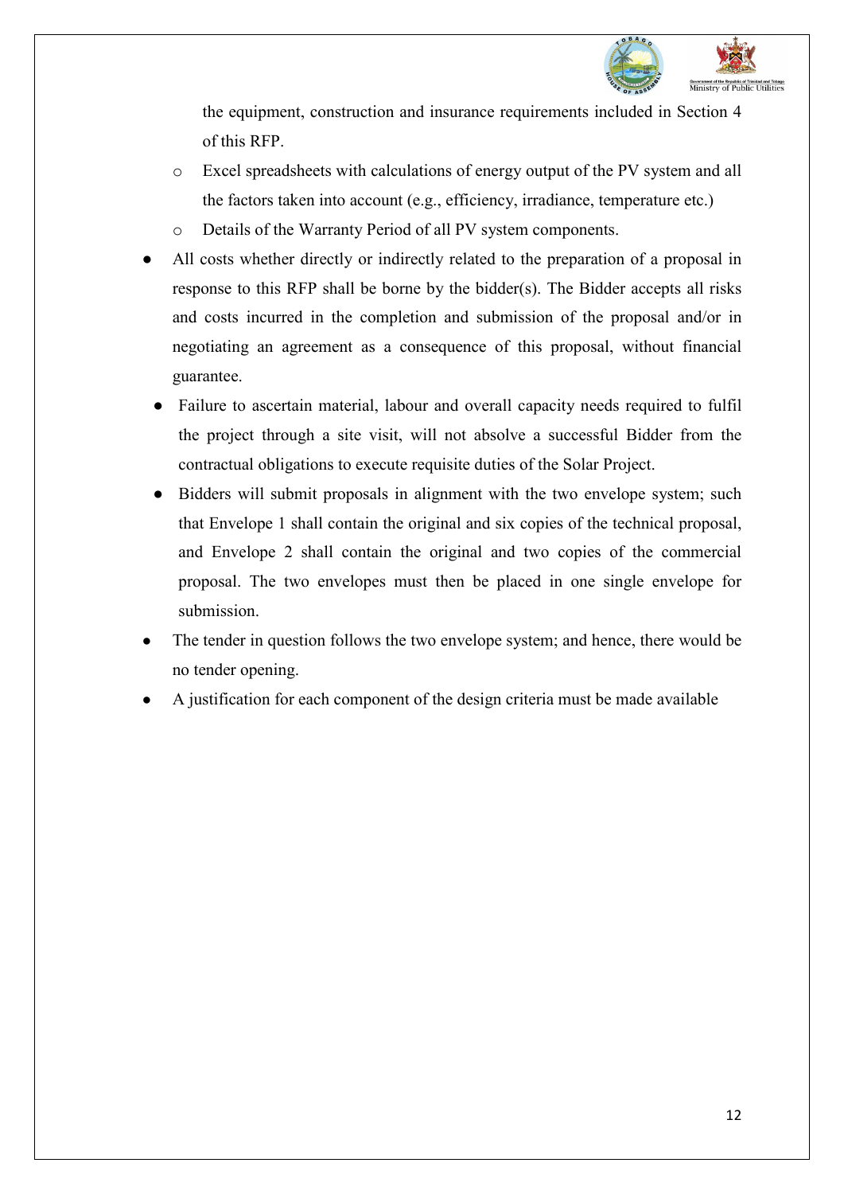the equipment, construction and insurance requirements included in Section 4 of this RFP.
  - Excel spreadsheets with calculations of energy output of the PV system and all the factors taken into account (e.g., efficiency, irradiance, temperature etc.)
  - Details of the Warranty Period of all PV system components.
- All costs whether directly or indirectly related to the preparation of a proposal in response to this RFP shall be borne by the bidder(s). The Bidder accepts all risks and costs incurred in the completion and submission of the proposal and/or in negotiating an agreement as a consequence of this proposal, without financial guarantee.
- Failure to ascertain material, labour and overall capacity needs required to fulfil the project through a site visit, will not absolve a successful Bidder from the contractual obligations to execute requisite duties of the Solar Project.
- Bidders will submit proposals in alignment with the two envelope system; such that Envelope 1 shall contain the original and six copies of the technical proposal, and Envelope 2 shall contain the original and two copies of the commercial proposal. The two envelopes must then be placed in one single envelope for submission.
- The tender in question follows the two envelope system; and hence, there would be no tender opening.
- A justification for each component of the design criteria must be made available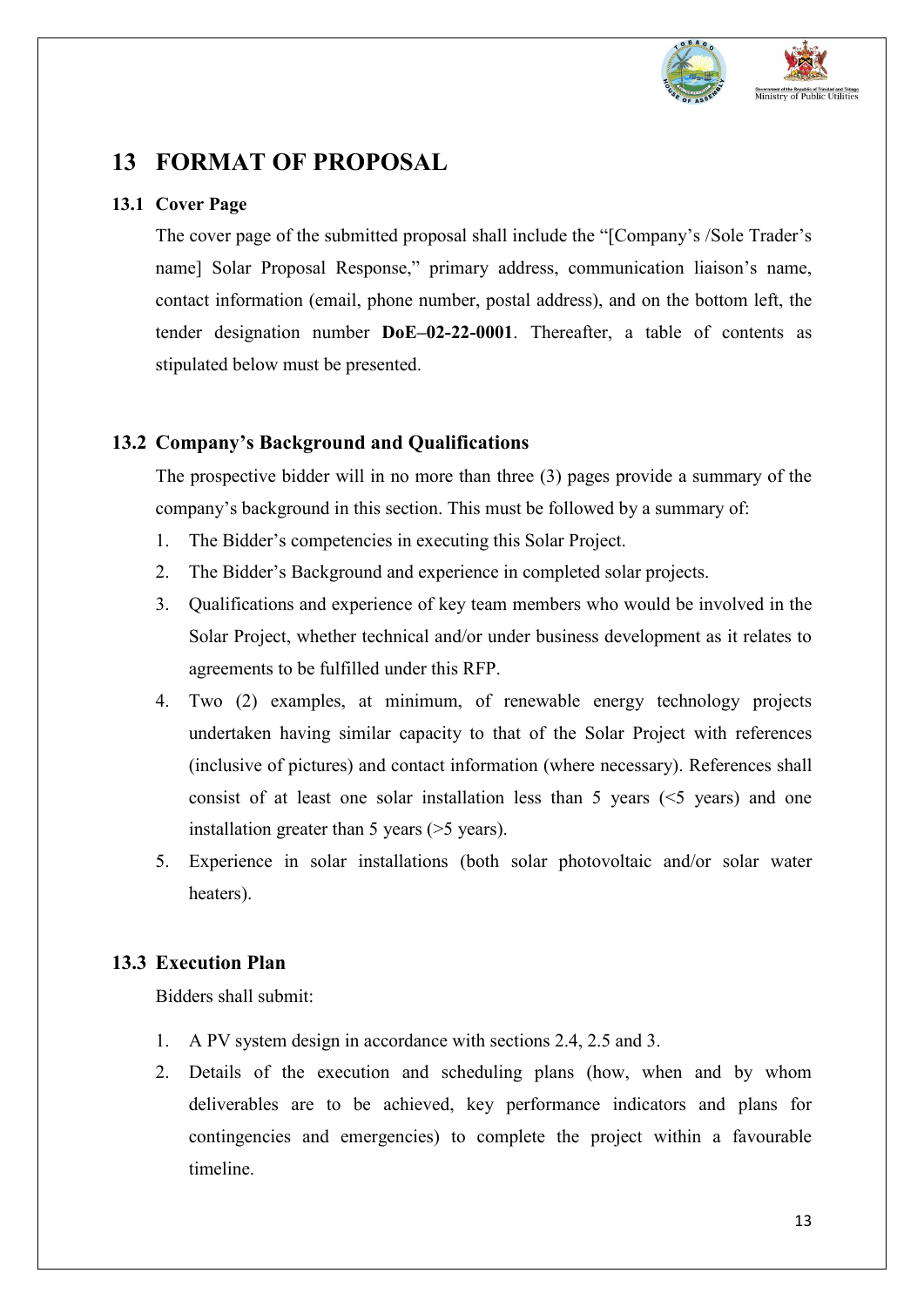# 13 FORMAT OF PROPOSAL

## 13.1 Cover Page

The cover page of the submitted proposal shall include the "[Company's /Sole Trader's name] Solar Proposal Response," primary address, communication liaison's name, contact information (email, phone number, postal address), and on the bottom left, the tender designation number **DoE–02-22-0001**. Thereafter, a table of contents as stipulated below must be presented.

## 13.2 Company's Background and Qualifications

The prospective bidder will in no more than three (3) pages provide a summary of the company's background in this section. This must be followed by a summary of:

1. The Bidder's competencies in executing this Solar Project.
2. The Bidder's Background and experience in completed solar projects.
3. Qualifications and experience of key team members who would be involved in the Solar Project, whether technical and/or under business development as it relates to agreements to be fulfilled under this RFP.
4. Two (2) examples, at minimum, of renewable energy technology projects undertaken having similar capacity to that of the Solar Project with references (inclusive of pictures) and contact information (where necessary). References shall consist of at least one solar installation less than 5 years (<5 years) and one installation greater than 5 years (>5 years).
5. Experience in solar installations (both solar photovoltaic and/or solar water heaters).

## 13.3 Execution Plan

Bidders shall submit:

1. A PV system design in accordance with sections 2.4, 2.5 and 3.
2. Details of the execution and scheduling plans (how, when and by whom deliverables are to be achieved, key performance indicators and plans for contingencies and emergencies) to complete the project within a favourable timeline.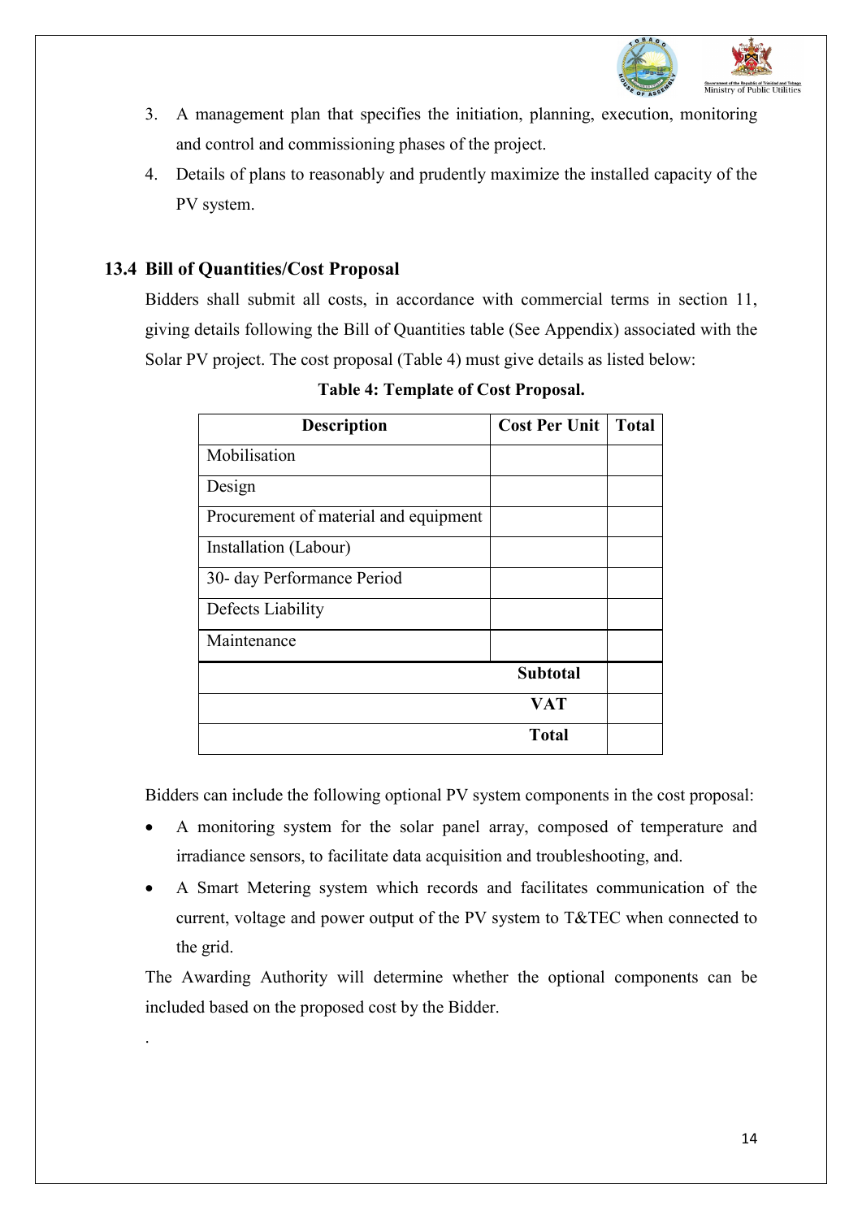3. A management plan that specifies the initiation, planning, execution, monitoring and control and commissioning phases of the project.
4. Details of plans to reasonably and prudently maximize the installed capacity of the PV system.

## 13.4 Bill of Quantities/Cost Proposal

Bidders shall submit all costs, in accordance with commercial terms in section 11, giving details following the Bill of Quantities table (See Appendix) associated with the Solar PV project. The cost proposal (Table 4) must give details as listed below:

**Table 4: Template of Cost Proposal.**

| Description | Cost Per Unit | Total |
|---|---|---|
| Mobilisation | | |
| Design | | |
| Procurement of material and equipment | | |
| Installation (Labour) | | |
| 30- day Performance Period | | |
| Defects Liability | | |
| Maintenance | | |
| | **Subtotal** | |
| | **VAT** | |
| | **Total** | |

Bidders can include the following optional PV system components in the cost proposal:

- A monitoring system for the solar panel array, composed of temperature and irradiance sensors, to facilitate data acquisition and troubleshooting, and.
- A Smart Metering system which records and facilitates communication of the current, voltage and power output of the PV system to T&TEC when connected to the grid.

The Awarding Authority will determine whether the optional components can be included based on the proposed cost by the Bidder.

.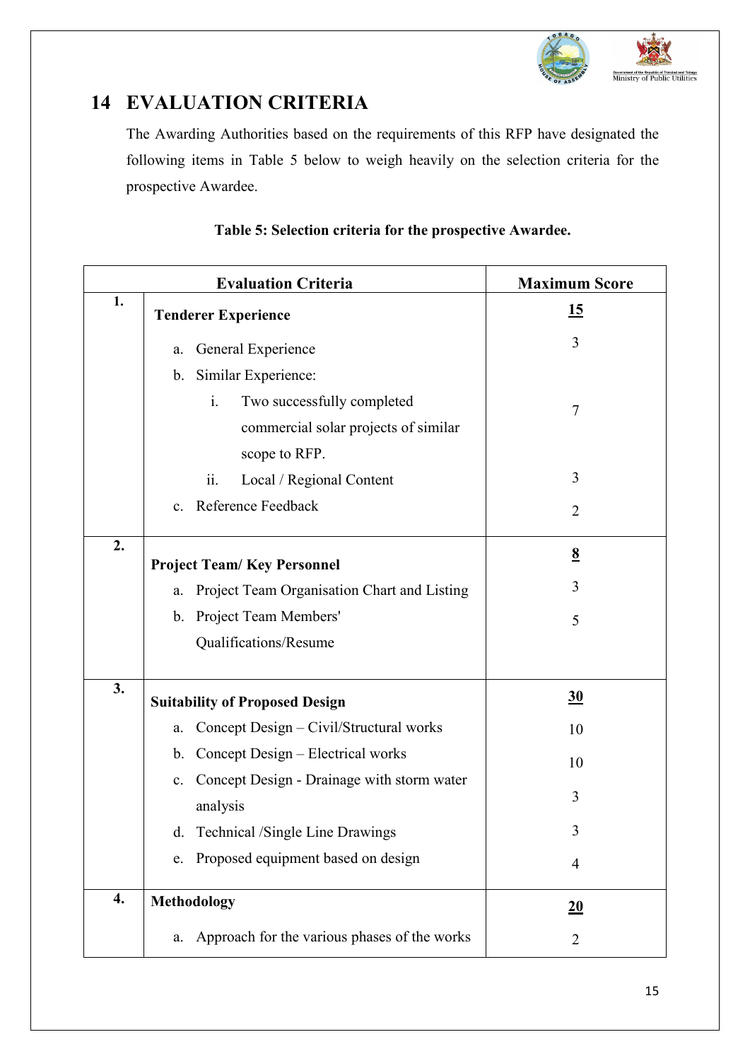# 14 EVALUATION CRITERIA

The Awarding Authorities based on the requirements of this RFP have designated the following items in Table 5 below to weigh heavily on the selection criteria for the prospective Awardee.

**Table 5: Selection criteria for the prospective Awardee.**

| | Evaluation Criteria | Maximum Score |
|---|---|---|
| **1.** | **Tenderer Experience** | **15** |
| | a. General Experience | 3 |
| | b. Similar Experience: | |
| | i. Two successfully completed commercial solar projects of similar scope to RFP. | 7 |
| | ii. Local / Regional Content | 3 |
| | c. Reference Feedback | 2 |
| **2.** | **Project Team/ Key Personnel** | **8** |
| | a. Project Team Organisation Chart and Listing | 3 |
| | b. Project Team Members' Qualifications/Resume | 5 |
| **3.** | **Suitability of Proposed Design** | **30** |
| | a. Concept Design – Civil/Structural works | 10 |
| | b. Concept Design – Electrical works | 10 |
| | c. Concept Design - Drainage with storm water analysis | 3 |
| | d. Technical /Single Line Drawings | 3 |
| | e. Proposed equipment based on design | 4 |
| **4.** | **Methodology** | **20** |
| | a. Approach for the various phases of the works | 2 |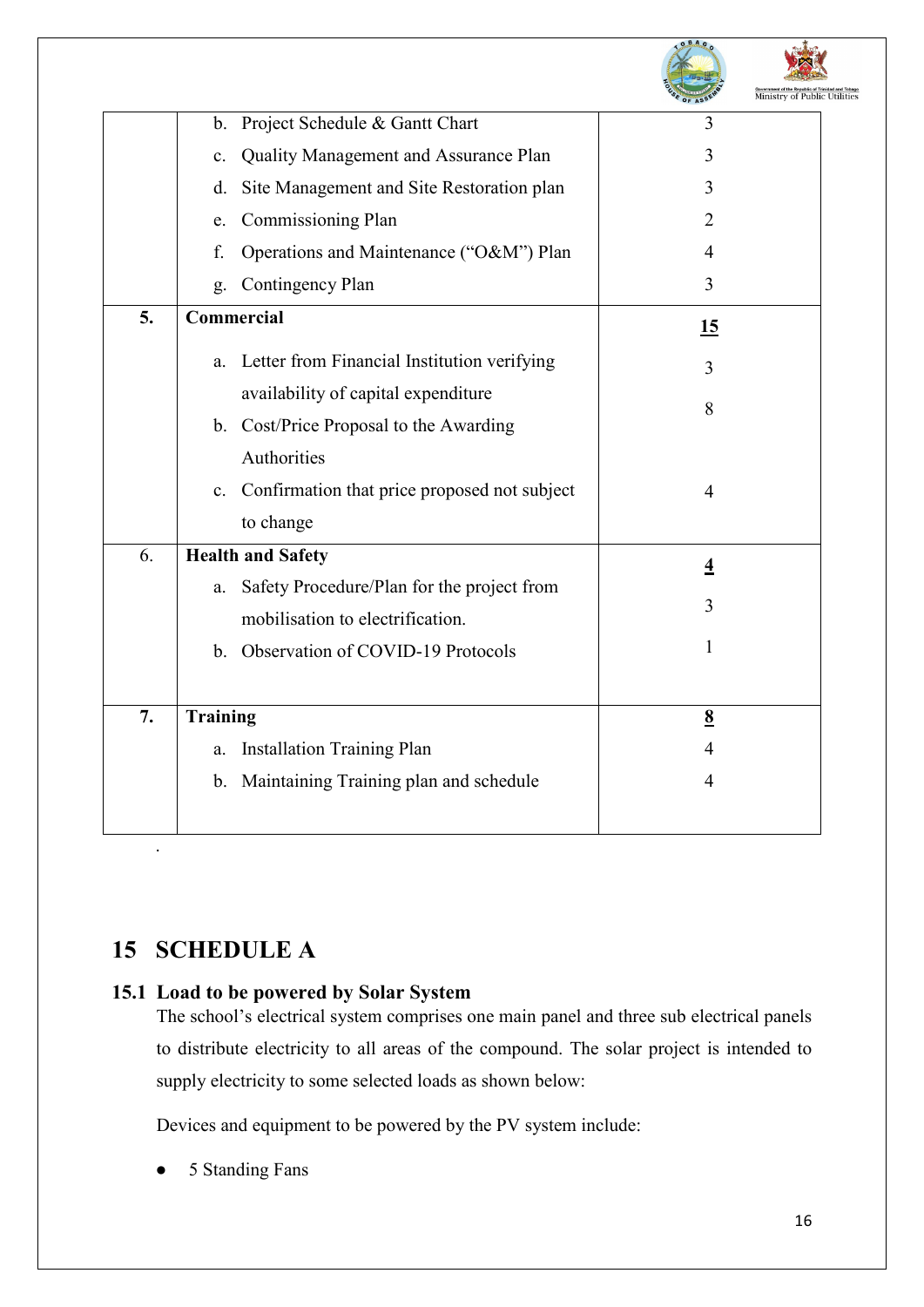| | | |
|---|---|---|
| | b. Project Schedule & Gantt Chart | 3 |
| | c. Quality Management and Assurance Plan | 3 |
| | d. Site Management and Site Restoration plan | 3 |
| | e. Commissioning Plan | 2 |
| | f. Operations and Maintenance ("O&M") Plan | 4 |
| | g. Contingency Plan | 3 |
| **5.** | **Commercial** | **15** |
| | a. Letter from Financial Institution verifying availability of capital expenditure | 3 |
| | b. Cost/Price Proposal to the Awarding Authorities | 8 |
| | c. Confirmation that price proposed not subject to change | 4 |
| 6. | **Health and Safety** | **4** |
| | a. Safety Procedure/Plan for the project from mobilisation to electrification. | 3 |
| | b. Observation of COVID-19 Protocols | 1 |
| **7.** | **Training** | **8** |
| | a. Installation Training Plan | 4 |
| | b. Maintaining Training plan and schedule | 4 |

# 15 SCHEDULE A

## 15.1 Load to be powered by Solar System

The school's electrical system comprises one main panel and three sub electrical panels to distribute electricity to all areas of the compound. The solar project is intended to supply electricity to some selected loads as shown below:

Devices and equipment to be powered by the PV system include:

- 5 Standing Fans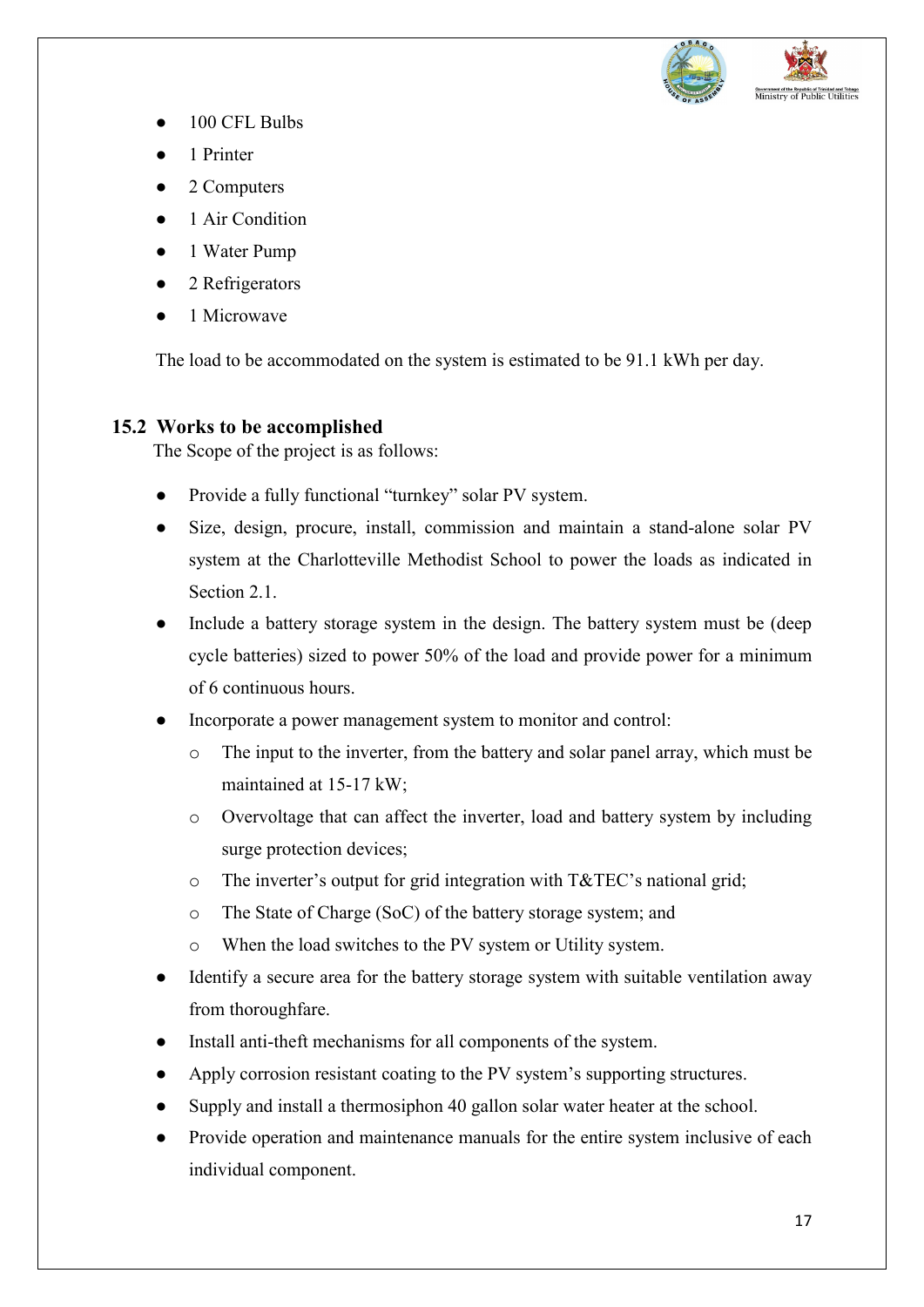- 100 CFL Bulbs
- 1 Printer
- 2 Computers
- 1 Air Condition
- 1 Water Pump
- 2 Refrigerators
- 1 Microwave

The load to be accommodated on the system is estimated to be 91.1 kWh per day.

## 15.2 Works to be accomplished

The Scope of the project is as follows:

- Provide a fully functional "turnkey" solar PV system.
- Size, design, procure, install, commission and maintain a stand-alone solar PV system at the Charlotteville Methodist School to power the loads as indicated in Section 2.1.
- Include a battery storage system in the design. The battery system must be (deep cycle batteries) sized to power 50% of the load and provide power for a minimum of 6 continuous hours.
- Incorporate a power management system to monitor and control:
  - The input to the inverter, from the battery and solar panel array, which must be maintained at 15-17 kW;
  - Overvoltage that can affect the inverter, load and battery system by including surge protection devices;
  - The inverter's output for grid integration with T&TEC's national grid;
  - The State of Charge (SoC) of the battery storage system; and
  - When the load switches to the PV system or Utility system.
- Identify a secure area for the battery storage system with suitable ventilation away from thoroughfare.
- Install anti-theft mechanisms for all components of the system.
- Apply corrosion resistant coating to the PV system's supporting structures.
- Supply and install a thermosiphon 40 gallon solar water heater at the school.
- Provide operation and maintenance manuals for the entire system inclusive of each individual component.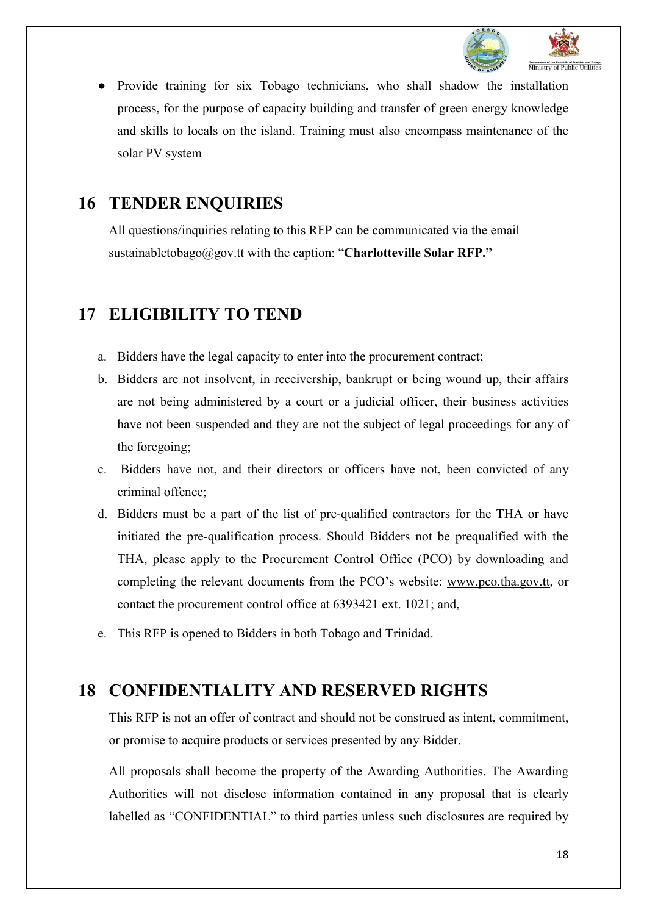- Provide training for six Tobago technicians, who shall shadow the installation process, for the purpose of capacity building and transfer of green energy knowledge and skills to locals on the island. Training must also encompass maintenance of the solar PV system

# 16 TENDER ENQUIRIES

All questions/inquiries relating to this RFP can be communicated via the email sustainabletobago@gov.tt with the caption: "**Charlotteville Solar RFP.**"

# 17 ELIGIBILITY TO TEND

a. Bidders have the legal capacity to enter into the procurement contract;

b. Bidders are not insolvent, in receivership, bankrupt or being wound up, their affairs are not being administered by a court or a judicial officer, their business activities have not been suspended and they are not the subject of legal proceedings for any of the foregoing;

c. Bidders have not, and their directors or officers have not, been convicted of any criminal offence;

d. Bidders must be a part of the list of pre-qualified contractors for the THA or have initiated the pre-qualification process. Should Bidders not be prequalified with the THA, please apply to the Procurement Control Office (PCO) by downloading and completing the relevant documents from the PCO's website: www.pco.tha.gov.tt, or contact the procurement control office at 6393421 ext. 1021; and,

e. This RFP is opened to Bidders in both Tobago and Trinidad.

# 18 CONFIDENTIALITY AND RESERVED RIGHTS

This RFP is not an offer of contract and should not be construed as intent, commitment, or promise to acquire products or services presented by any Bidder.

All proposals shall become the property of the Awarding Authorities. The Awarding Authorities will not disclose information contained in any proposal that is clearly labelled as "CONFIDENTIAL" to third parties unless such disclosures are required by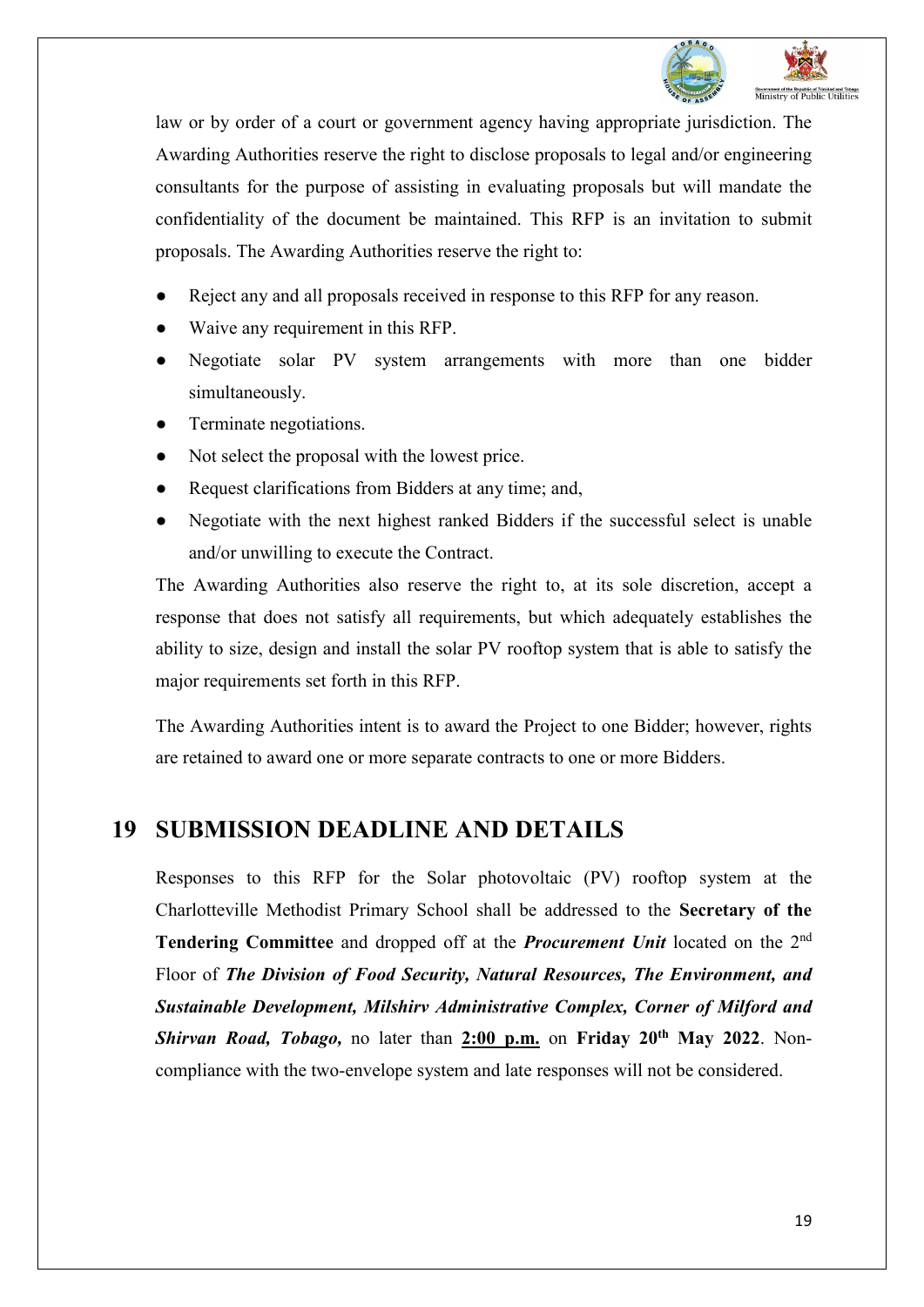law or by order of a court or government agency having appropriate jurisdiction. The Awarding Authorities reserve the right to disclose proposals to legal and/or engineering consultants for the purpose of assisting in evaluating proposals but will mandate the confidentiality of the document be maintained. This RFP is an invitation to submit proposals. The Awarding Authorities reserve the right to:

- Reject any and all proposals received in response to this RFP for any reason.
- Waive any requirement in this RFP.
- Negotiate solar PV system arrangements with more than one bidder simultaneously.
- Terminate negotiations.
- Not select the proposal with the lowest price.
- Request clarifications from Bidders at any time; and,
- Negotiate with the next highest ranked Bidders if the successful select is unable and/or unwilling to execute the Contract.

The Awarding Authorities also reserve the right to, at its sole discretion, accept a response that does not satisfy all requirements, but which adequately establishes the ability to size, design and install the solar PV rooftop system that is able to satisfy the major requirements set forth in this RFP.

The Awarding Authorities intent is to award the Project to one Bidder; however, rights are retained to award one or more separate contracts to one or more Bidders.

# 19 SUBMISSION DEADLINE AND DETAILS

Responses to this RFP for the Solar photovoltaic (PV) rooftop system at the Charlotteville Methodist Primary School shall be addressed to the **Secretary of the Tendering Committee** and dropped off at the ***Procurement Unit*** located on the 2nd Floor of ***The Division of Food Security, Natural Resources, The Environment, and Sustainable Development, Milshirv Administrative Complex, Corner of Milford and Shirvan Road, Tobago,*** no later than **2:00 p.m.** on **Friday 20th May 2022**. Non-compliance with the two-envelope system and late responses will not be considered.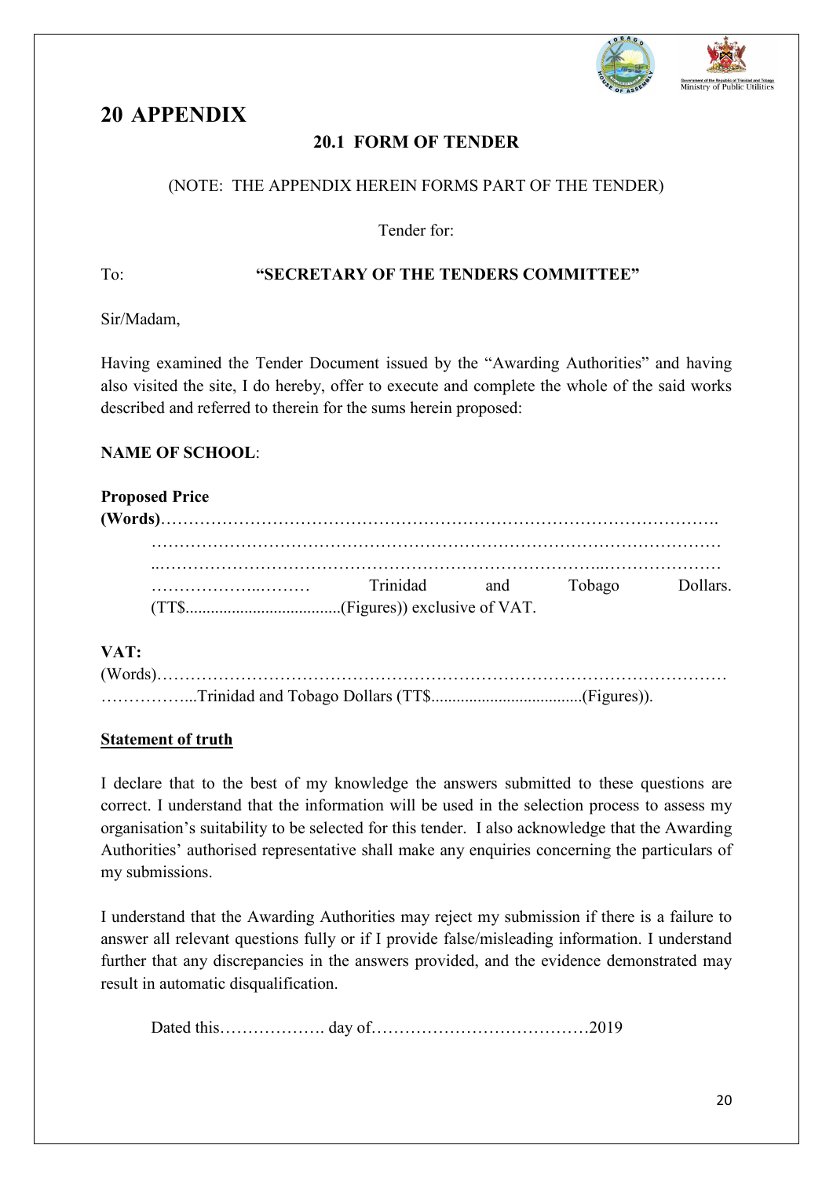# 20 APPENDIX

## 20.1 FORM OF TENDER

(NOTE: THE APPENDIX HEREIN FORMS PART OF THE TENDER)

Tender for:

To: **"SECRETARY OF THE TENDERS COMMITTEE"**

Sir/Madam,

Having examined the Tender Document issued by the "Awarding Authorities" and having also visited the site, I do hereby, offer to execute and complete the whole of the said works described and referred to therein for the sums herein proposed:

**NAME OF SCHOOL**:

**Proposed Price**
**(Words)**……………………………………………………………………………………….
…………………………………………………………………………………………
..…………………………………………………………………………..…………………
………………..……… Trinidad and Tobago Dollars.
(TT$.....................................(Figures)) exclusive of VAT.

**VAT:**
(Words)…………………………………………………………………………………………
……………...Trinidad and Tobago Dollars (TT$....................................(Figures)).

**<u>Statement of truth</u>**

I declare that to the best of my knowledge the answers submitted to these questions are correct. I understand that the information will be used in the selection process to assess my organisation's suitability to be selected for this tender. I also acknowledge that the Awarding Authorities' authorised representative shall make any enquiries concerning the particulars of my submissions.

I understand that the Awarding Authorities may reject my submission if there is a failure to answer all relevant questions fully or if I provide false/misleading information. I understand further that any discrepancies in the answers provided, and the evidence demonstrated may result in automatic disqualification.

Dated this………………. day of…………………………………2019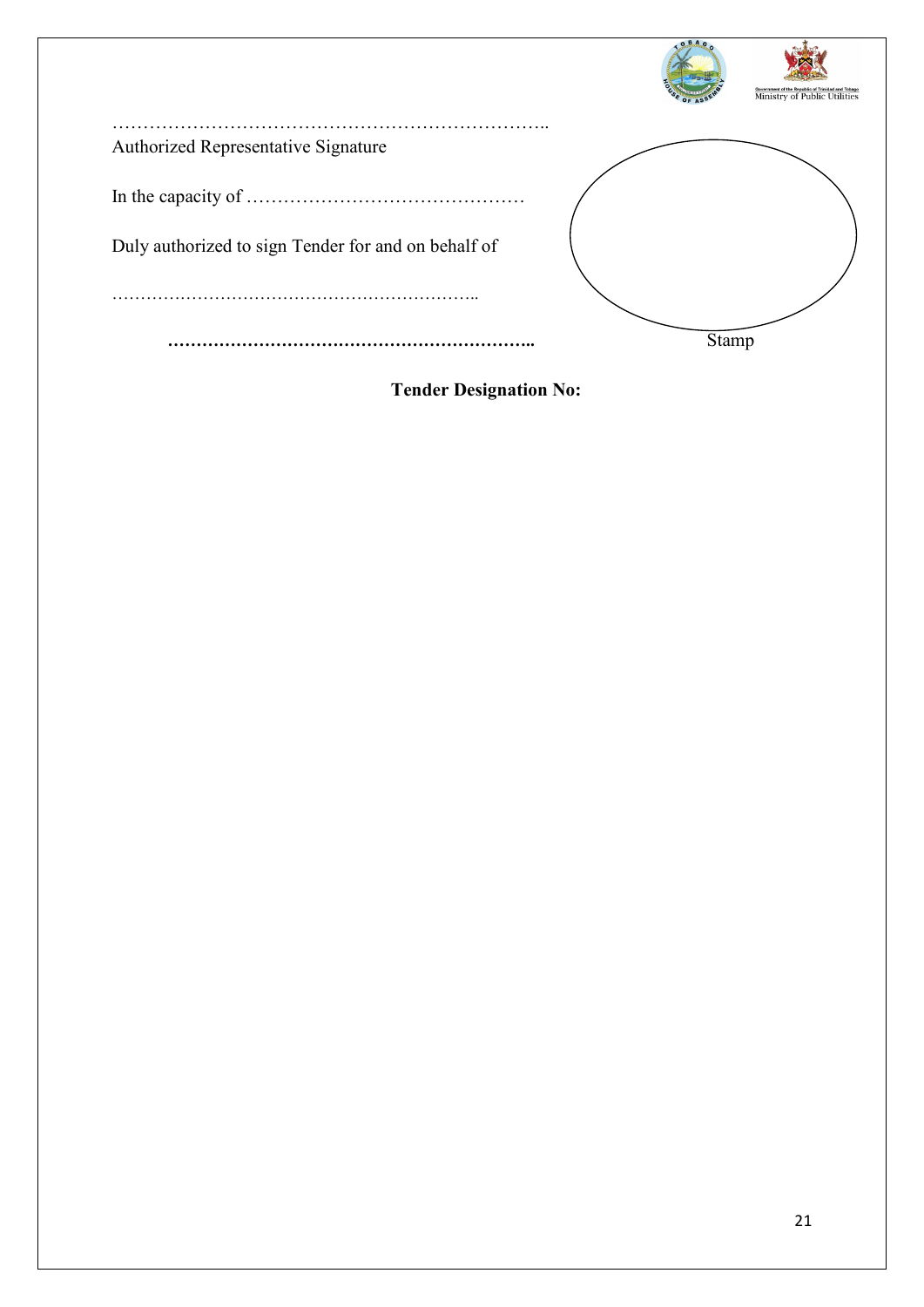……………………………………………………………..
Authorized Representative Signature

In the capacity of ………………………………………

Duly authorized to sign Tender for and on behalf of

……………………………………………………..

**……………………………………………………..**

Stamp

**Tender Designation No:**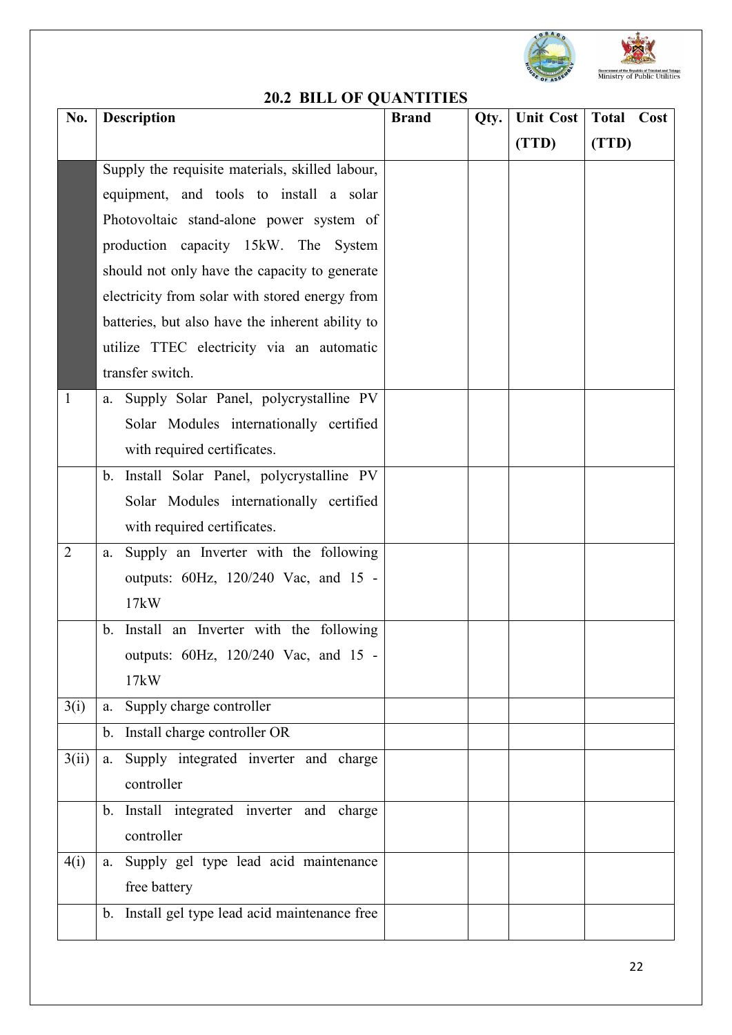## 20.2 BILL OF QUANTITIES

| No. | Description | Brand | Qty. | Unit Cost (TTD) | Total Cost (TTD) |
|---|---|---|---|---|---|
| | Supply the requisite materials, skilled labour, equipment, and tools to install a solar Photovoltaic stand-alone power system of production capacity 15kW. The System should not only have the capacity to generate electricity from solar with stored energy from batteries, but also have the inherent ability to utilize TTEC electricity via an automatic transfer switch. | | | | |
| 1 | a. Supply Solar Panel, polycrystalline PV Solar Modules internationally certified with required certificates. | | | | |
| | b. Install Solar Panel, polycrystalline PV Solar Modules internationally certified with required certificates. | | | | |
| 2 | a. Supply an Inverter with the following outputs: 60Hz, 120/240 Vac, and 15 - 17kW | | | | |
| | b. Install an Inverter with the following outputs: 60Hz, 120/240 Vac, and 15 - 17kW | | | | |
| 3(i) | a. Supply charge controller | | | | |
| | b. Install charge controller OR | | | | |
| 3(ii) | a. Supply integrated inverter and charge controller | | | | |
| | b. Install integrated inverter and charge controller | | | | |
| 4(i) | a. Supply gel type lead acid maintenance free battery | | | | |
| | b. Install gel type lead acid maintenance free | | | | |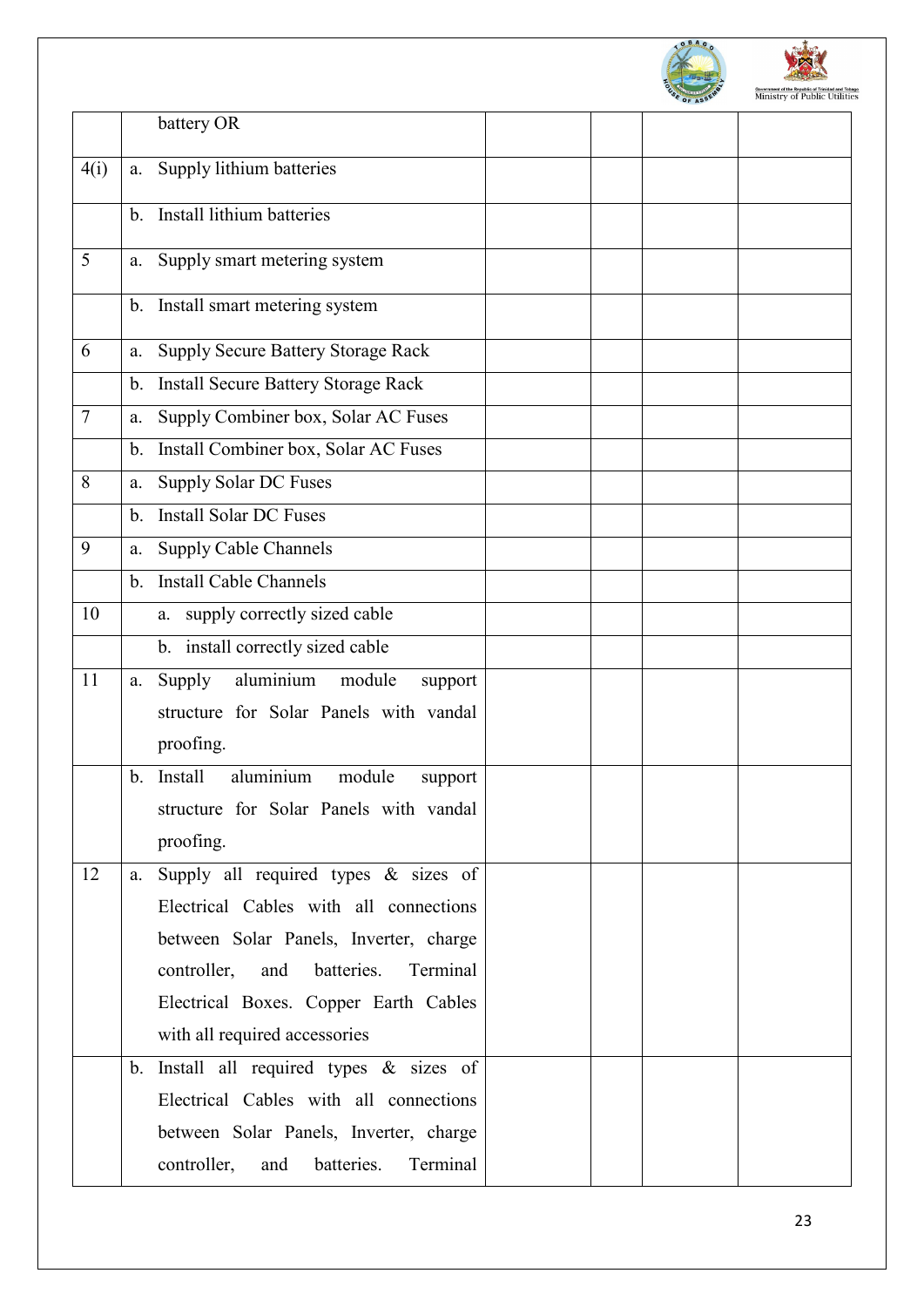| | | | | | |
|---|---|---|---|---|---|
| | battery OR | | | | |
| 4(i) | a. Supply lithium batteries | | | | |
| | b. Install lithium batteries | | | | |
| 5 | a. Supply smart metering system | | | | |
| | b. Install smart metering system | | | | |
| 6 | a. Supply Secure Battery Storage Rack | | | | |
| | b. Install Secure Battery Storage Rack | | | | |
| 7 | a. Supply Combiner box, Solar AC Fuses | | | | |
| | b. Install Combiner box, Solar AC Fuses | | | | |
| 8 | a. Supply Solar DC Fuses | | | | |
| | b. Install Solar DC Fuses | | | | |
| 9 | a. Supply Cable Channels | | | | |
| | b. Install Cable Channels | | | | |
| 10 | a. supply correctly sized cable | | | | |
| | b. install correctly sized cable | | | | |
| 11 | a. Supply aluminium module support structure for Solar Panels with vandal proofing. | | | | |
| | b. Install aluminium module support structure for Solar Panels with vandal proofing. | | | | |
| 12 | a. Supply all required types & sizes of Electrical Cables with all connections between Solar Panels, Inverter, charge controller, and batteries. Terminal Electrical Boxes. Copper Earth Cables with all required accessories | | | | |
| | b. Install all required types & sizes of Electrical Cables with all connections between Solar Panels, Inverter, charge controller, and batteries. Terminal | | | | |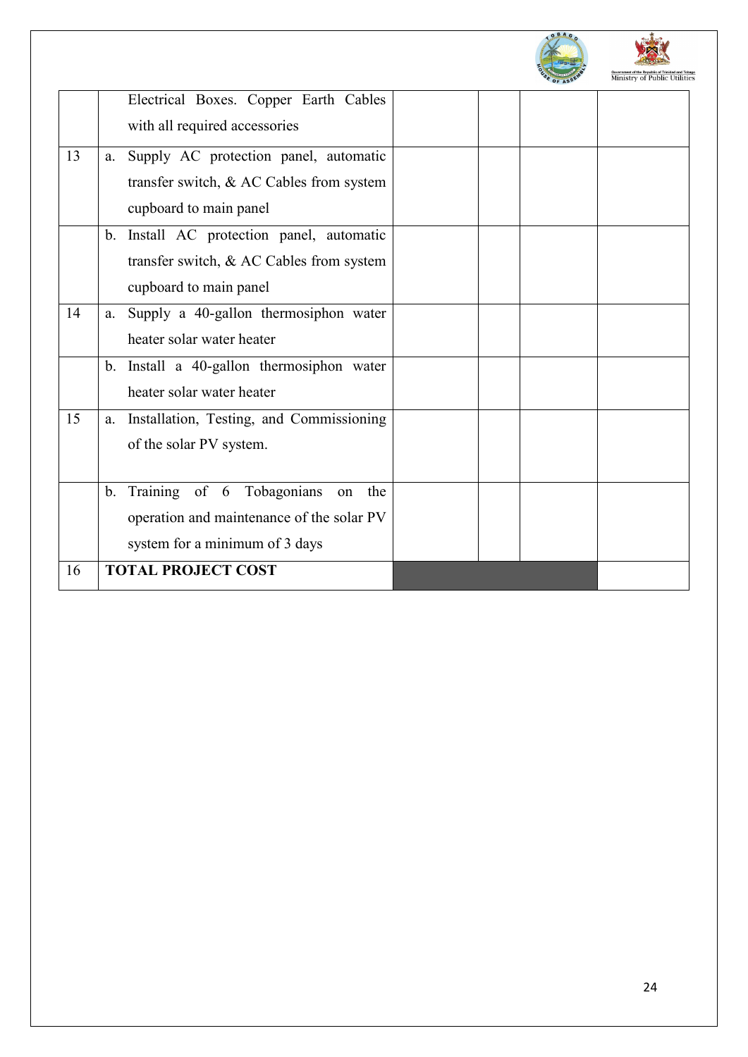| | | | | | |
|---|---|---|---|---|---|
| | Electrical Boxes. Copper Earth Cables with all required accessories | | | | |
| 13 | a. Supply AC protection panel, automatic transfer switch, & AC Cables from system cupboard to main panel | | | | |
| | b. Install AC protection panel, automatic transfer switch, & AC Cables from system cupboard to main panel | | | | |
| 14 | a. Supply a 40-gallon thermosiphon water heater solar water heater | | | | |
| | b. Install a 40-gallon thermosiphon water heater solar water heater | | | | |
| 15 | a. Installation, Testing, and Commissioning of the solar PV system. | | | | |
| | b. Training of 6 Tobagonians on the operation and maintenance of the solar PV system for a minimum of 3 days | | | | |
| 16 | **TOTAL PROJECT COST** | | | | |